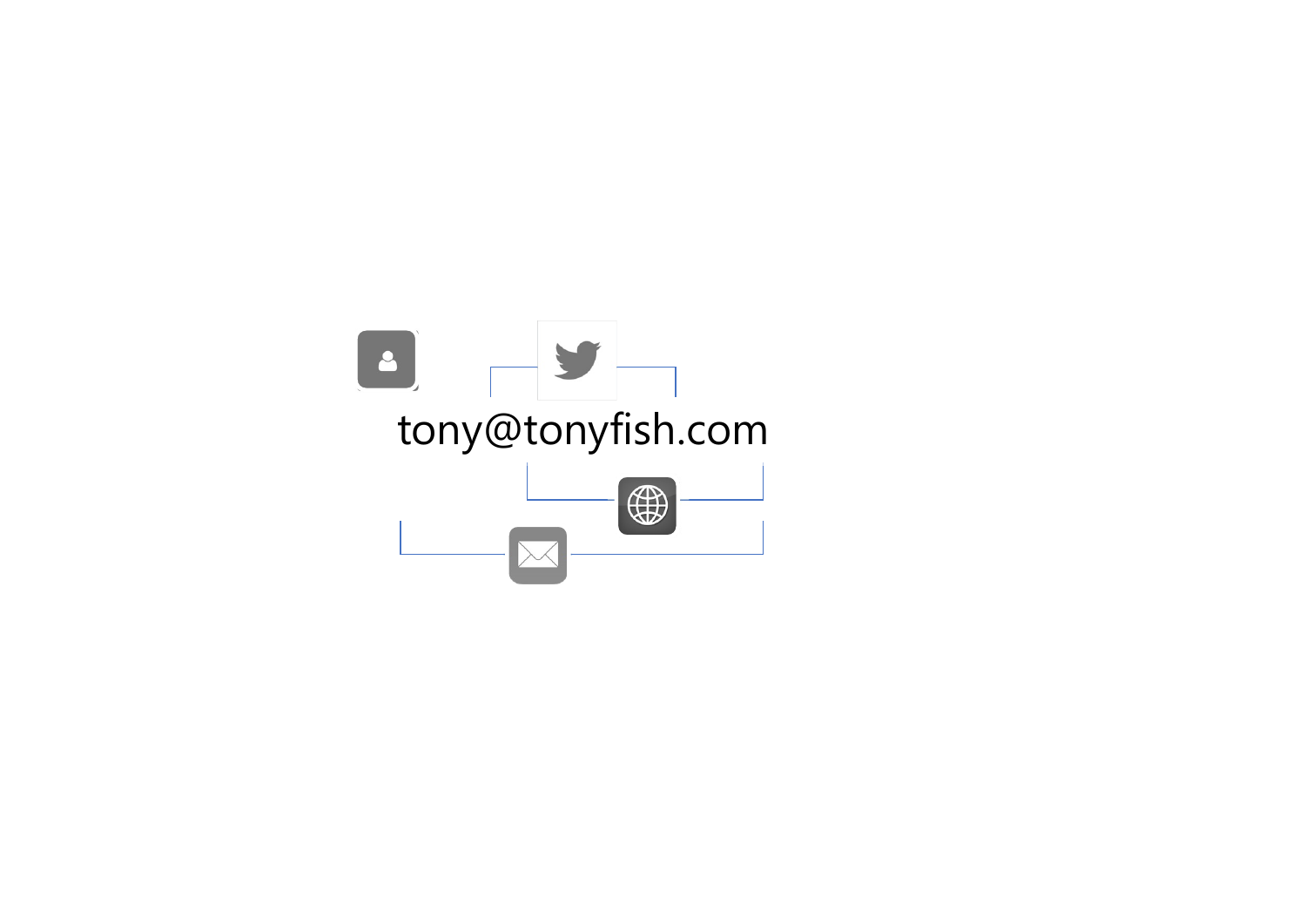tony@tonyfish.com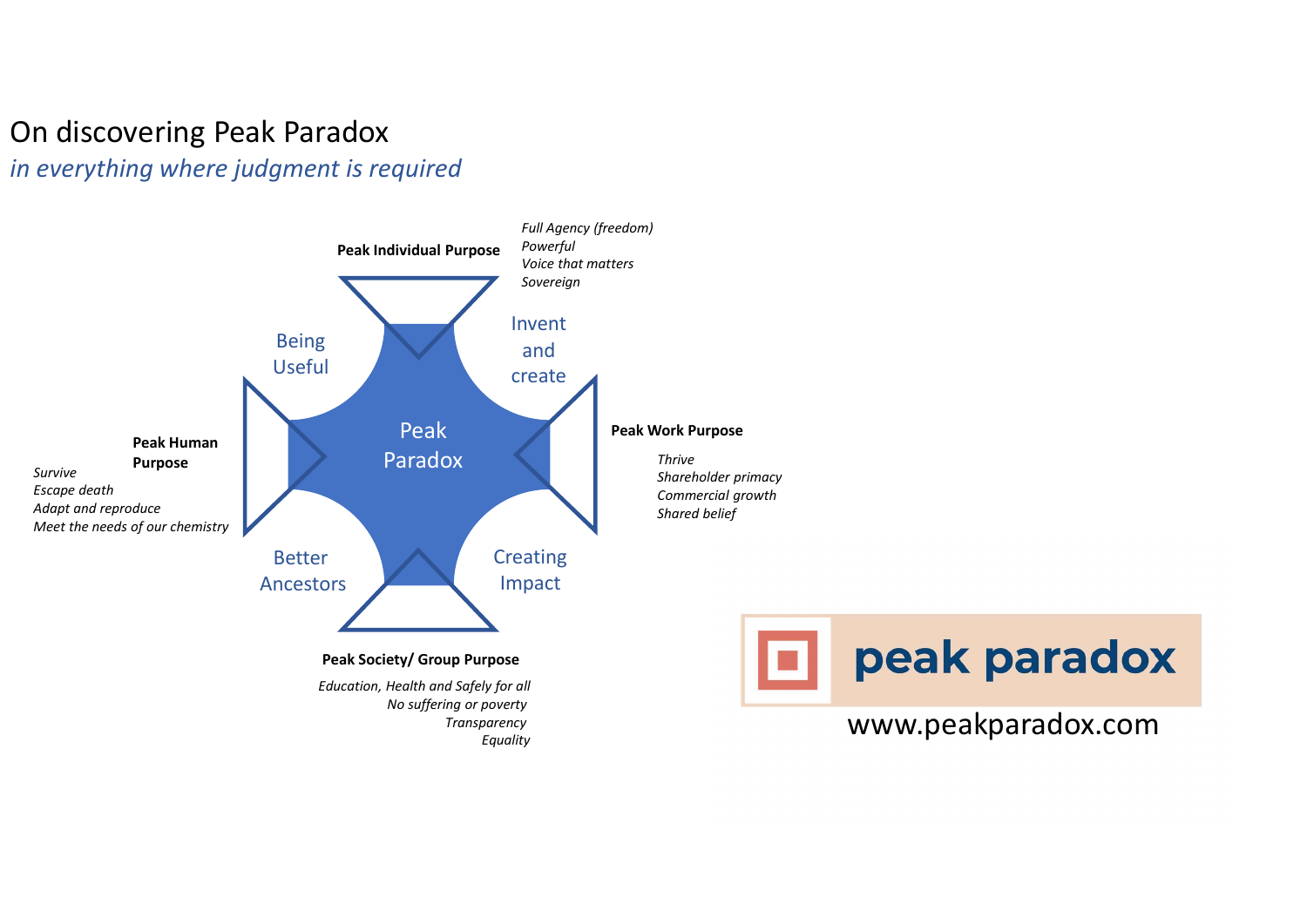# On discovering Peak Paradox

*in everything where judgment is required*

**Peak Individual Purpose**

*Full Agency (freedom)*
*Powerful*
*Voice that matters*
*Sovereign*

Being Useful

Invent and create

**Peak Human Purpose**

*Survive*
*Escape death*
*Adapt and reproduce*
*Meet the needs of our chemistry*

Peak Paradox

**Peak Work Purpose**

*Thrive*
*Shareholder primacy*
*Commercial growth*
*Shared belief*

Better Ancestors

Creating Impact

**Peak Society/ Group Purpose**

*Education, Health and Safely for all*
*No suffering or poverty*
*Transparency*
*Equality*

peak paradox

www.peakparadox.com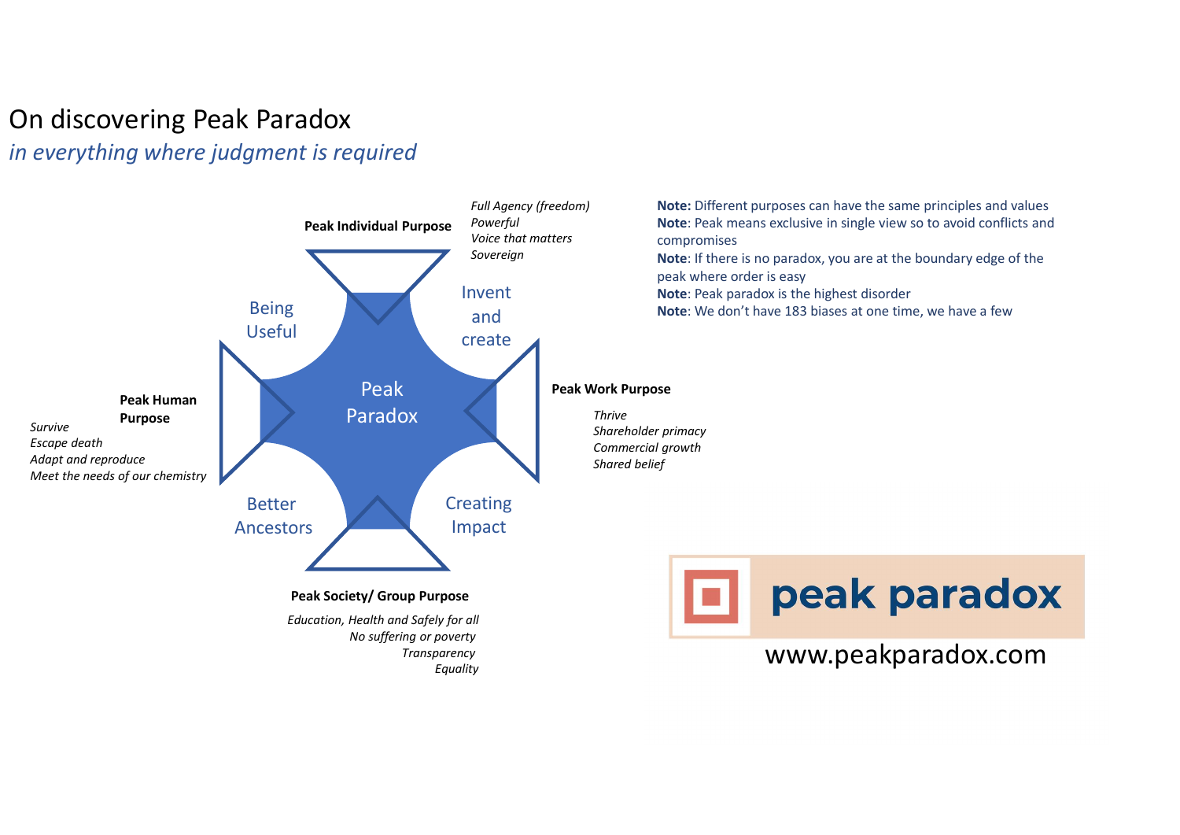# On discovering Peak Paradox

*in everything where judgment is required*

**Peak Individual Purpose**

*Full Agency (freedom)*
*Powerful*
*Voice that matters*
*Sovereign*

**Peak Work Purpose**

*Thrive*
*Shareholder primacy*
*Commercial growth*
*Shared belief*

**Peak Society/ Group Purpose**

*Education, Health and Safely for all*
*No suffering or poverty*
*Transparency*
*Equality*

**Peak Human Purpose**

*Survive*
*Escape death*
*Adapt and reproduce*
*Meet the needs of our chemistry*

Being Useful

Invent and create

Creating Impact

Better Ancestors

Peak Paradox

**Note:** Different purposes can have the same principles and values
**Note**: Peak means exclusive in single view so to avoid conflicts and compromises
**Note**: If there is no paradox, you are at the boundary edge of the peak where order is easy
**Note**: Peak paradox is the highest disorder
**Note**: We don't have 183 biases at one time, we have a few

peak paradox

www.peakparadox.com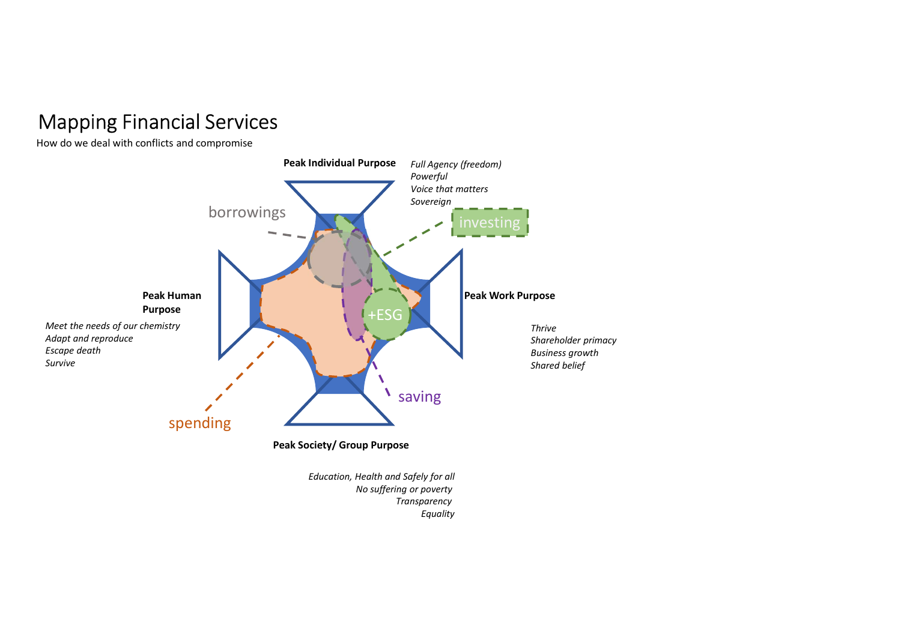# Mapping Financial Services

How do we deal with conflicts and compromise

**Peak Individual Purpose**

*Full Agency (freedom)*
*Powerful*
*Voice that matters*
*Sovereign*

borrowings

investing

+ESG

**Peak Human Purpose**

*Meet the needs of our chemistry*
*Adapt and reproduce*
*Escape death*
*Survive*

**Peak Work Purpose**

*Thrive*
*Shareholder primacy*
*Business growth*
*Shared belief*

spending

saving

**Peak Society/ Group Purpose**

*Education, Health and Safely for all*
*No suffering or poverty*
*Transparency*
*Equality*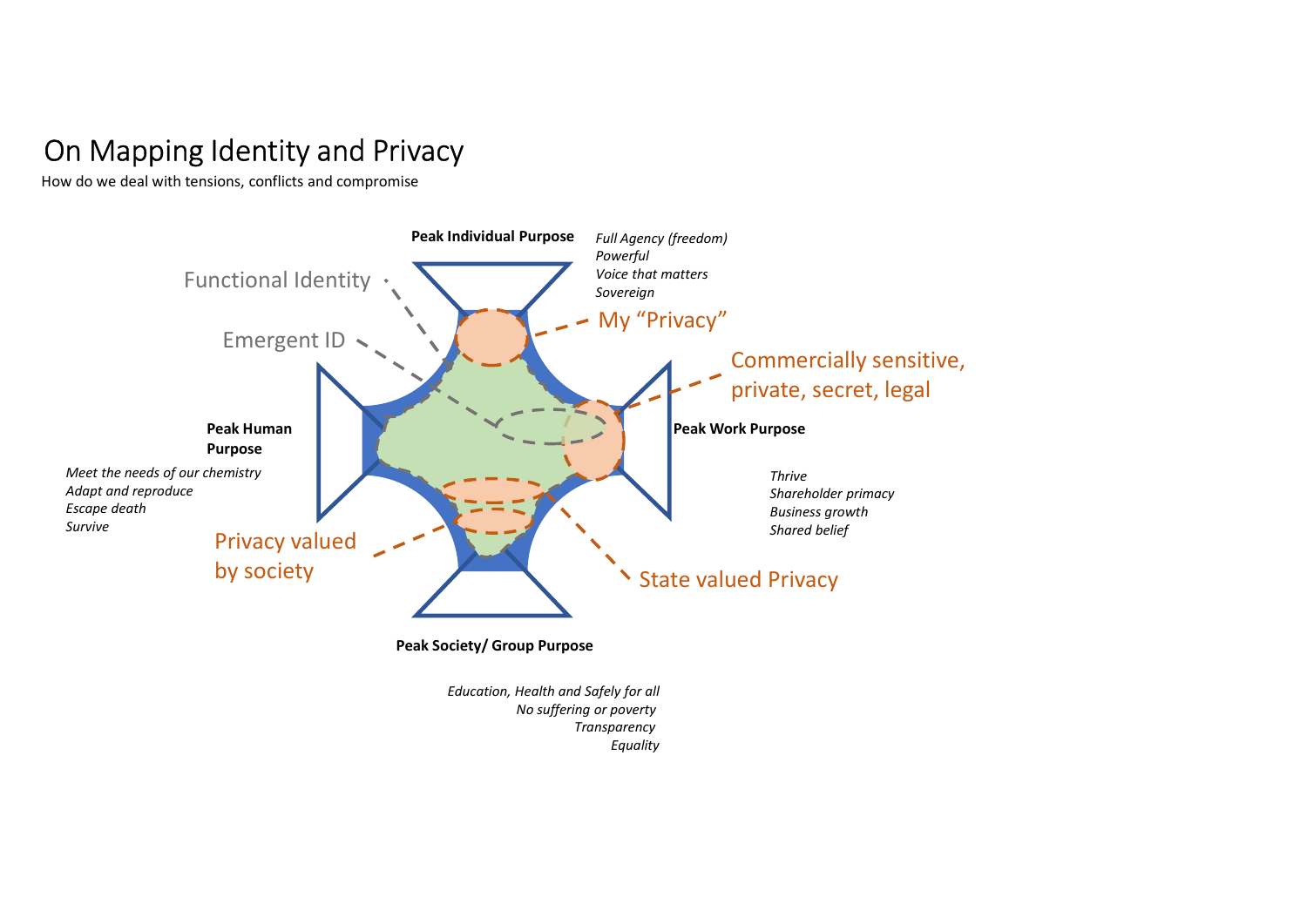# On Mapping Identity and Privacy

How do we deal with tensions, conflicts and compromise

**Peak Individual Purpose**

*Full Agency (freedom)*
*Powerful*
*Voice that matters*
*Sovereign*

Functional Identity

Emergent ID

My "Privacy"

Commercially sensitive, private, secret, legal

**Peak Human Purpose**

*Meet the needs of our chemistry*
*Adapt and reproduce*
*Escape death*
*Survive*

**Peak Work Purpose**

*Thrive*
*Shareholder primacy*
*Business growth*
*Shared belief*

Privacy valued by society

State valued Privacy

**Peak Society/ Group Purpose**

*Education, Health and Safely for all*
*No suffering or poverty*
*Transparency*
*Equality*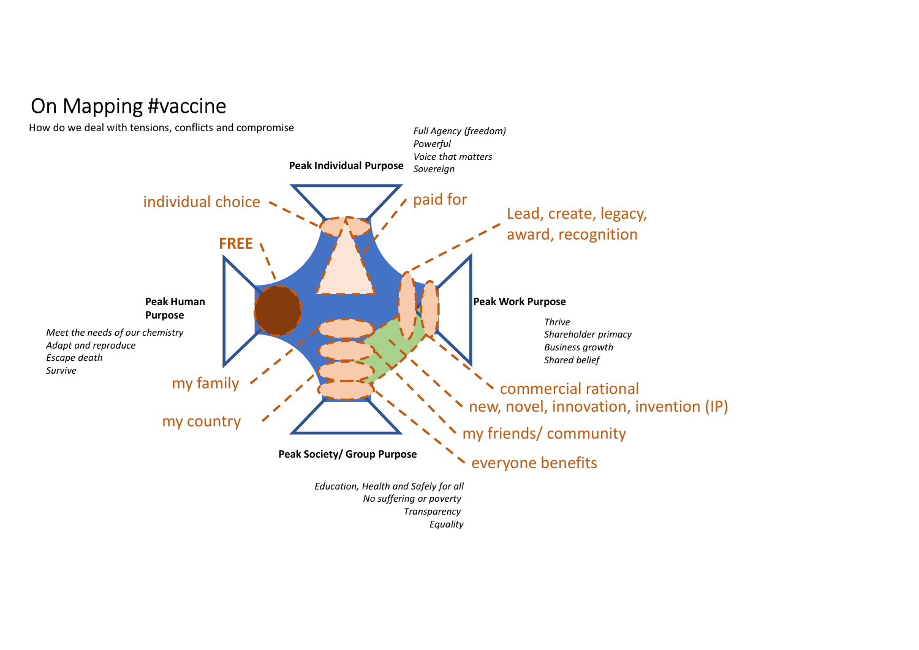# On Mapping #vaccine

How do we deal with tensions, conflicts and compromise

**Peak Individual Purpose**

*Full Agency (freedom)*
*Powerful*
*Voice that matters*
*Sovereign*

individual choice

paid for

Lead, create, legacy, award, recognition

**FREE**

**Peak Human Purpose**

*Meet the needs of our chemistry*
*Adapt and reproduce*
*Escape death*
*Survive*

**Peak Work Purpose**

*Thrive*
*Shareholder primacy*
*Business growth*
*Shared belief*

my family

my country

commercial rational

new, novel, innovation, invention (IP)

my friends/ community

everyone benefits

**Peak Society/ Group Purpose**

*Education, Health and Safely for all*
*No suffering or poverty*
*Transparency*
*Equality*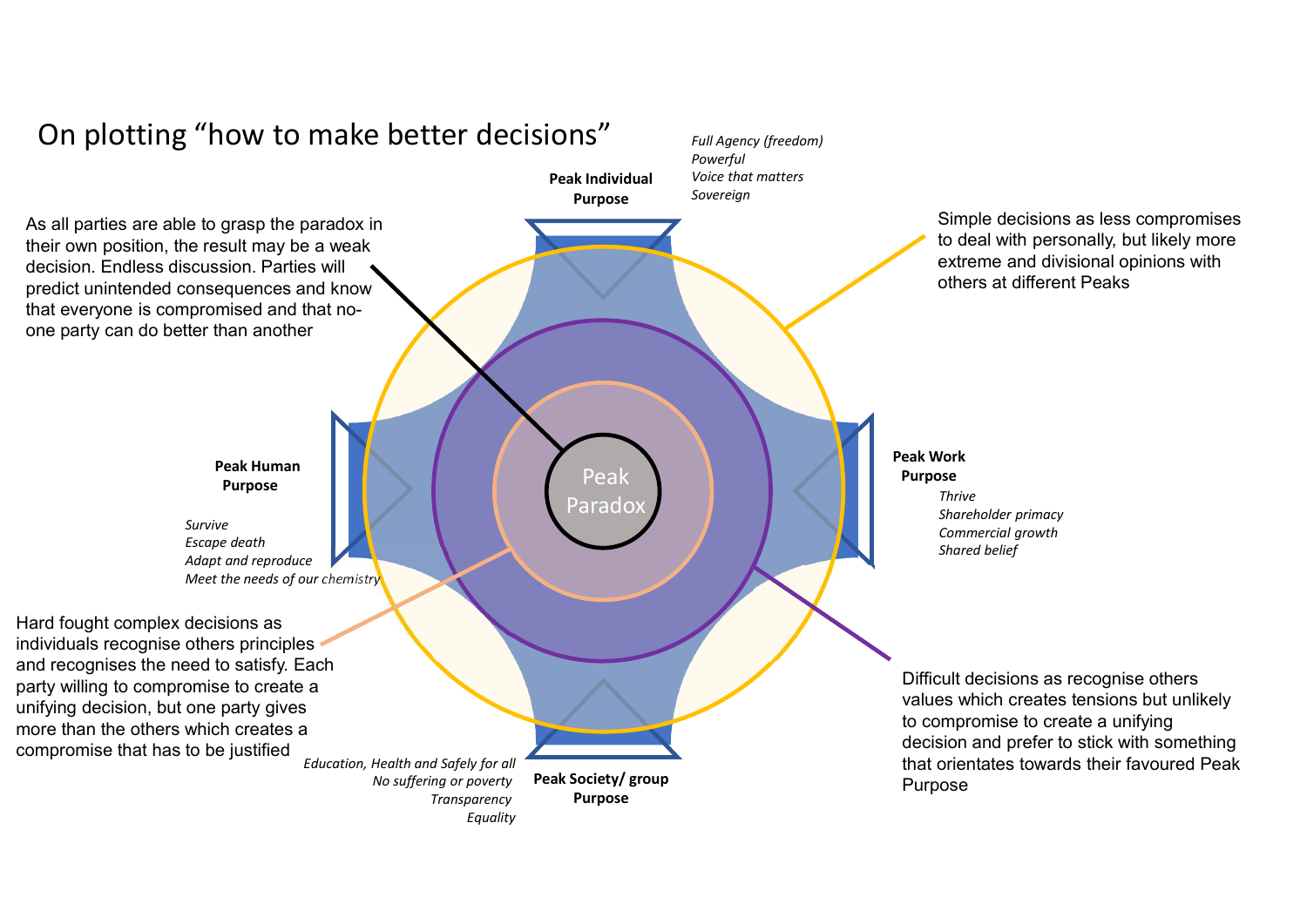# On plotting "how to make better decisions"

**Peak Individual Purpose**

*Full Agency (freedom)*
*Powerful*
*Voice that matters*
*Sovereign*

**Peak Work Purpose**

*Thrive*
*Shareholder primacy*
*Commercial growth*
*Shared belief*

**Peak Society/ group Purpose**

*Education, Health and Safely for all*
*No suffering or poverty*
*Transparency*
*Equality*

**Peak Human Purpose**

*Survive*
*Escape death*
*Adapt and reproduce*
*Meet the needs of our chemistry*

Peak Paradox

As all parties are able to grasp the paradox in their own position, the result may be a weak decision. Endless discussion. Parties will predict unintended consequences and know that everyone is compromised and that no-one party can do better than another

Simple decisions as less compromises to deal with personally, but likely more extreme and divisional opinions with others at different Peaks

Hard fought complex decisions as individuals recognise others principles and recognises the need to satisfy. Each party willing to compromise to create a unifying decision, but one party gives more than the others which creates a compromise that has to be justified

Difficult decisions as recognise others values which creates tensions but unlikely to compromise to create a unifying decision and prefer to stick with something that orientates towards their favoured Peak Purpose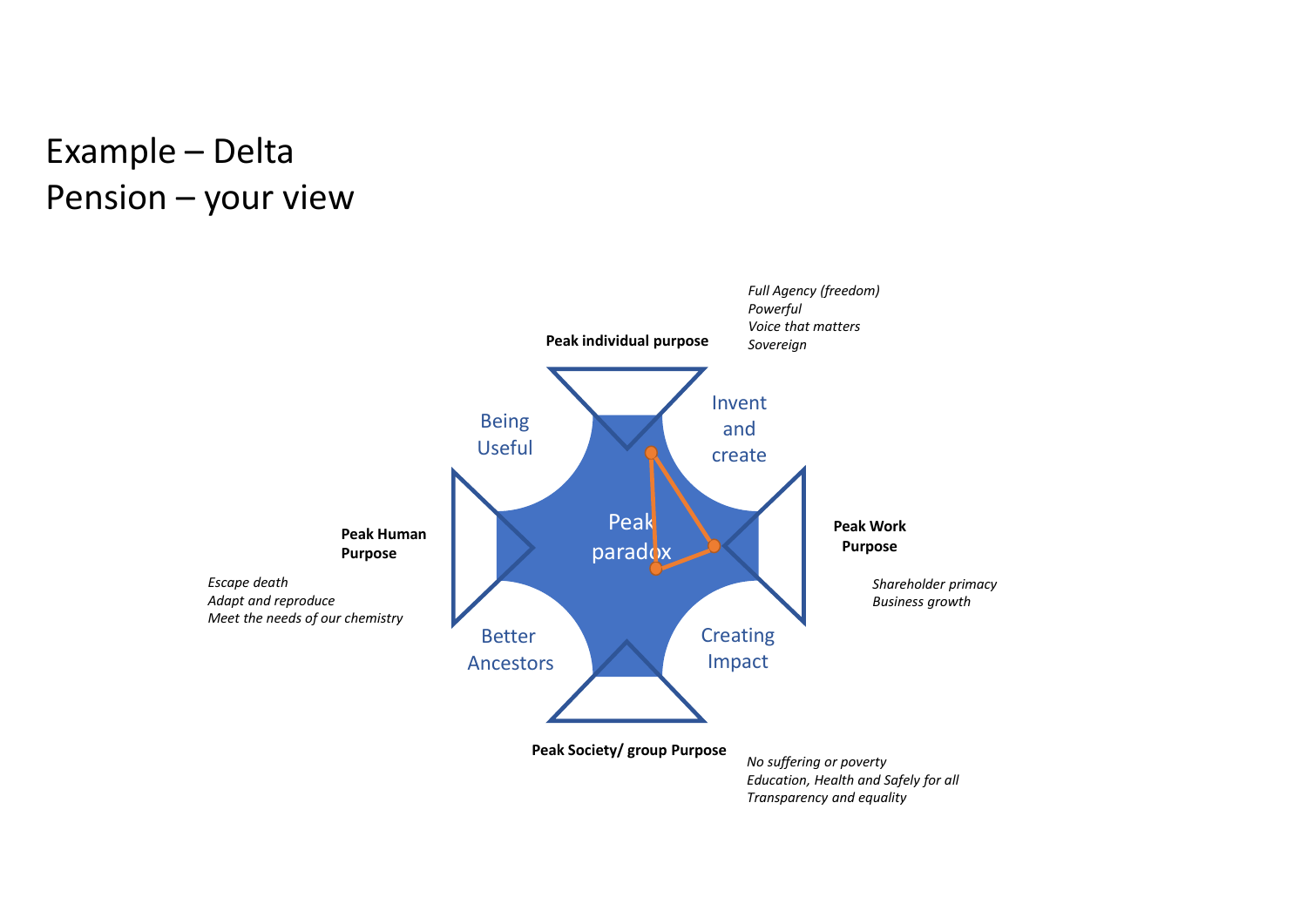# Example – Delta Pension – your view

**Peak individual purpose**

*Full Agency (freedom)*
*Powerful*
*Voice that matters*
*Sovereign*

**Peak Work Purpose**

*Shareholder primacy*
*Business growth*

**Peak Society/ group Purpose**

*No suffering or poverty*
*Education, Health and Safely for all*
*Transparency and equality*

**Peak Human Purpose**

*Escape death*
*Adapt and reproduce*
*Meet the needs of our chemistry*

Being Useful

Invent and create

Creating Impact

Better Ancestors

Peak paradox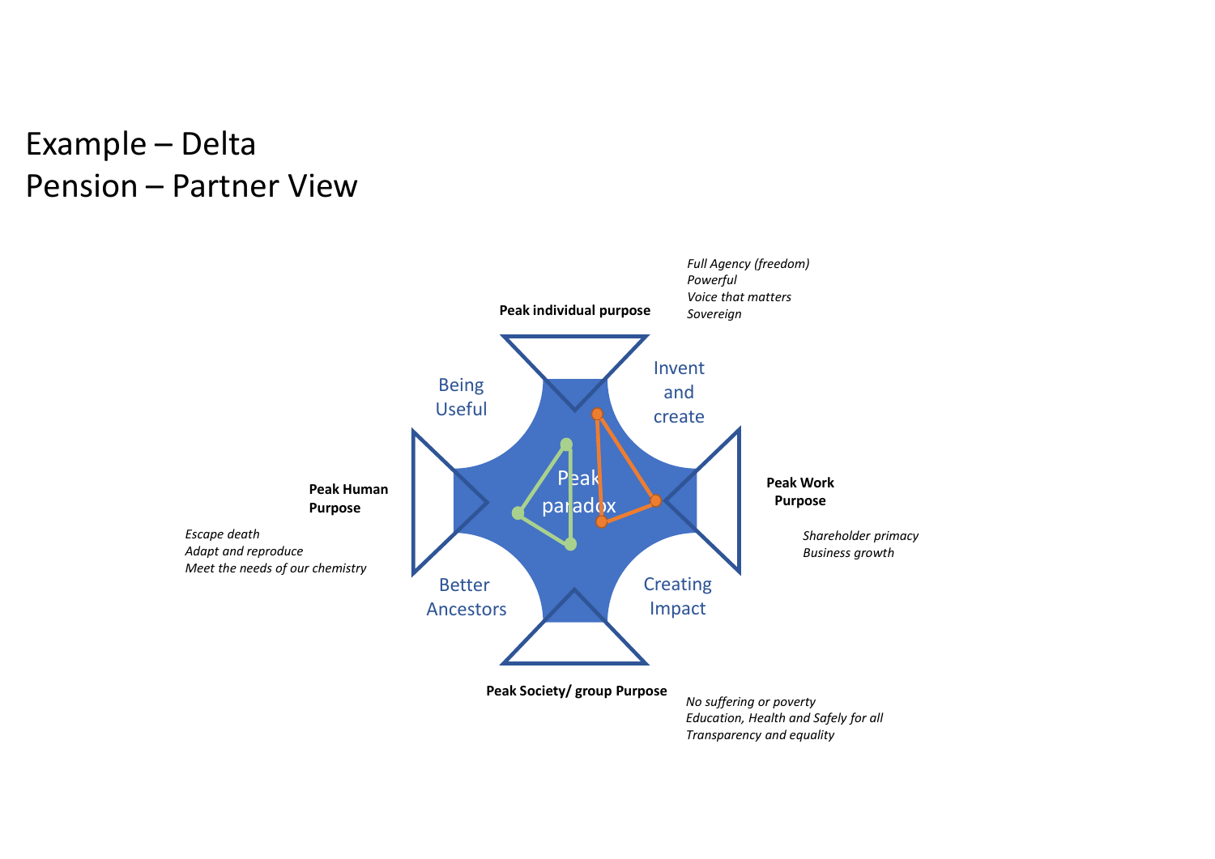# Example – Delta Pension – Partner View

**Peak individual purpose**

*Full Agency (freedom)*
*Powerful*
*Voice that matters*
*Sovereign*

Being Useful

Invent and create

**Peak Human Purpose**

*Escape death*
*Adapt and reproduce*
*Meet the needs of our chemistry*

Peak paradox

**Peak Work Purpose**

*Shareholder primacy*
*Business growth*

Better Ancestors

Creating Impact

**Peak Society/ group Purpose**

*No suffering or poverty*
*Education, Health and Safely for all*
*Transparency and equality*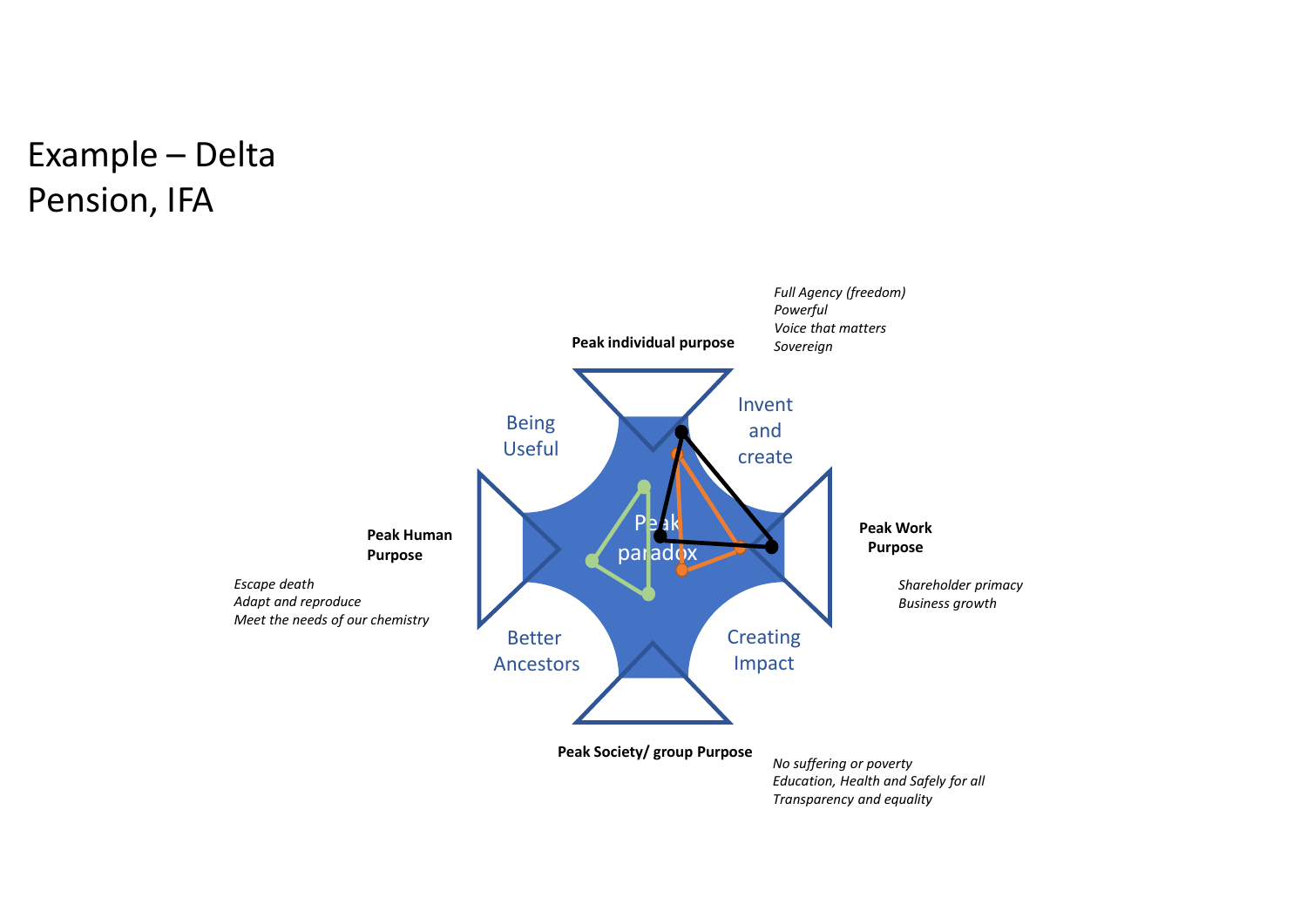# Example – Delta Pension, IFA

*Full Agency (freedom)*
*Powerful*
*Voice that matters*
*Sovereign*

**Peak individual purpose**

Being Useful

Invent and create

**Peak Human Purpose**

*Escape death*
*Adapt and reproduce*
*Meet the needs of our chemistry*

Peak paradox

**Peak Work Purpose**

*Shareholder primacy*
*Business growth*

Better Ancestors

Creating Impact

**Peak Society/ group Purpose**

*No suffering or poverty*
*Education, Health and Safely for all*
*Transparency and equality*